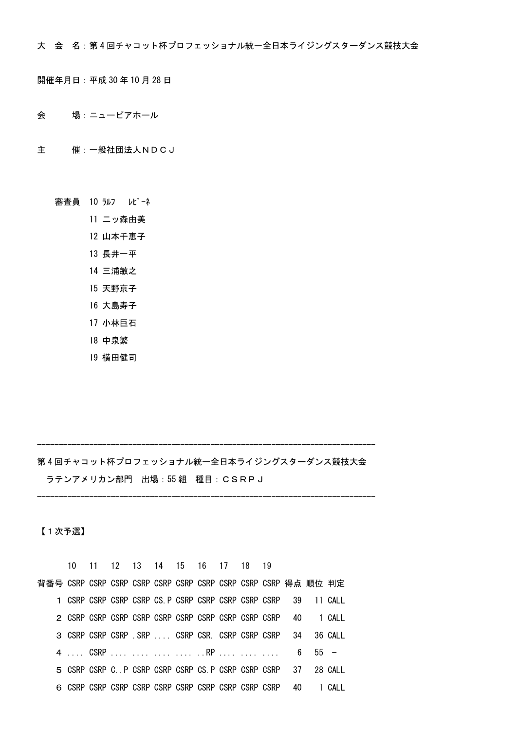大　会　名：第４回チャコット杯プロフェッショナル統一全日本ライジングスターダンス競技大会

開催年月日：平成 30 年 10 月 28 日

会　　　場：ニューピアホール

主　　　催：一般社団法人ＮＤＣＪ

審査員　10 ﾗﾙﾌ　ﾚﾋﾟｰﾈ
　　　　11 二ッ森由美
　　　　12 山本千恵子
　　　　13 長井一平
　　　　14 三浦敏之
　　　　15 天野京子
　　　　16 大島寿子
　　　　17 小林巨石
　　　　18 中泉繁
　　　　19 横田健司

---

第４回チャコット杯プロフェッショナル統一全日本ライジングスターダンス競技大会
　ラテンアメリカン部門　出場：55 組　種目：ＣＳＲＰＪ

---

【１次予選】

| | 10 | 11 | 12 | 13 | 14 | 15 | 16 | 17 | 18 | 19 | | | |
|---|---|---|---|---|---|---|---|---|---|---|---|---|---|
| 背番号 | CSRP | CSRP | CSRP | CSRP | CSRP | CSRP | CSRP | CSRP | CSRP | CSRP | 得点 | 順位 | 判定 |
| 1 | CSRP | CSRP | CSRP | CSRP | CS.P | CSRP | CSRP | CSRP | CSRP | CSRP | 39 | 11 | CALL |
| 2 | CSRP | CSRP | CSRP | CSRP | CSRP | CSRP | CSRP | CSRP | CSRP | CSRP | 40 | 1 | CALL |
| 3 | CSRP | CSRP | CSRP | .SRP | .... | CSRP | CSR. | CSRP | CSRP | CSRP | 34 | 36 | CALL |
| 4 | .... | CSRP | .... | .... | .... | .... | ..RP | .... | .... | .... | 6 | 55 | － |
| 5 | CSRP | CSRP | C..P | CSRP | CSRP | CSRP | CS.P | CSRP | CSRP | CSRP | 37 | 28 | CALL |
| 6 | CSRP | CSRP | CSRP | CSRP | CSRP | CSRP | CSRP | CSRP | CSRP | CSRP | 40 | 1 | CALL |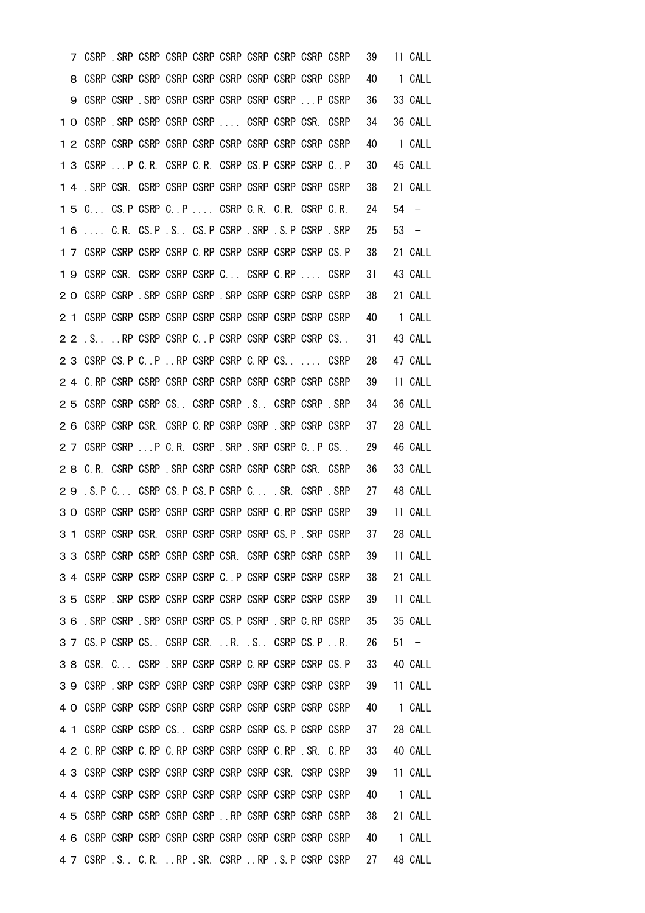| | | | | | | | | | | | | | |
|---|---|---|---|---|---|---|---|---|---|---|---|---|---|
| ７ | CSRP | .SRP | CSRP | CSRP | CSRP | CSRP | CSRP | CSRP | CSRP | CSRP | 39 | 11 | CALL |
| ８ | CSRP | CSRP | CSRP | CSRP | CSRP | CSRP | CSRP | CSRP | CSRP | CSRP | 40 | 1 | CALL |
| ９ | CSRP | CSRP | .SRP | CSRP | CSRP | CSRP | CSRP | CSRP | ...P | CSRP | 36 | 33 | CALL |
| １０ | CSRP | .SRP | CSRP | CSRP | CSRP | .... | CSRP | CSRP | CSR. | CSRP | 34 | 36 | CALL |
| １２ | CSRP | CSRP | CSRP | CSRP | CSRP | CSRP | CSRP | CSRP | CSRP | CSRP | 40 | 1 | CALL |
| １３ | CSRP | ...P | C.R. | CSRP | C.R. | CSRP | CS.P | CSRP | CSRP | C..P | 30 | 45 | CALL |
| １４ | .SRP | CSR. | CSRP | CSRP | CSRP | CSRP | CSRP | CSRP | CSRP | CSRP | 38 | 21 | CALL |
| １５ | C... | CS.P | CSRP | C..P | .... | CSRP | C.R. | C.R. | CSRP | C.R. | 24 | 54 | － |
| １６ | .... | C.R. | CS.P | .S.. | CS.P | CSRP | .SRP | .S.P | CSRP | .SRP | 25 | 53 | － |
| １７ | CSRP | CSRP | CSRP | CSRP | C.RP | CSRP | CSRP | CSRP | CSRP | CS.P | 38 | 21 | CALL |
| １９ | CSRP | CSR. | CSRP | CSRP | CSRP | C... | CSRP | C.RP | .... | CSRP | 31 | 43 | CALL |
| ２０ | CSRP | CSRP | .SRP | CSRP | CSRP | .SRP | CSRP | CSRP | CSRP | CSRP | 38 | 21 | CALL |
| ２１ | CSRP | CSRP | CSRP | CSRP | CSRP | CSRP | CSRP | CSRP | CSRP | CSRP | 40 | 1 | CALL |
| ２２ | .S.. | ..RP | CSRP | CSRP | C..P | CSRP | CSRP | CSRP | CSRP | CS.. | 31 | 43 | CALL |
| ２３ | CSRP | CS.P | C..P | ..RP | CSRP | CSRP | C.RP | CS.. | .... | CSRP | 28 | 47 | CALL |
| ２４ | C.RP | CSRP | CSRP | CSRP | CSRP | CSRP | CSRP | CSRP | CSRP | CSRP | 39 | 11 | CALL |
| ２５ | CSRP | CSRP | CSRP | CS.. | CSRP | CSRP | .S.. | CSRP | CSRP | .SRP | 34 | 36 | CALL |
| ２６ | CSRP | CSRP | CSR. | CSRP | C.RP | CSRP | CSRP | .SRP | CSRP | CSRP | 37 | 28 | CALL |
| ２７ | CSRP | CSRP | ...P | C.R. | CSRP | .SRP | .SRP | CSRP | C..P | CS.. | 29 | 46 | CALL |
| ２８ | C.R. | CSRP | CSRP | .SRP | CSRP | CSRP | CSRP | CSRP | CSR. | CSRP | 36 | 33 | CALL |
| ２９ | .S.P | C... | CSRP | CS.P | CS.P | CSRP | C... | .SR. | CSRP | .SRP | 27 | 48 | CALL |
| ３０ | CSRP | CSRP | CSRP | CSRP | CSRP | CSRP | CSRP | C.RP | CSRP | CSRP | 39 | 11 | CALL |
| ３１ | CSRP | CSRP | CSR. | CSRP | CSRP | CSRP | CSRP | CS.P | .SRP | CSRP | 37 | 28 | CALL |
| ３３ | CSRP | CSRP | CSRP | CSRP | CSRP | CSR. | CSRP | CSRP | CSRP | CSRP | 39 | 11 | CALL |
| ３４ | CSRP | CSRP | CSRP | CSRP | CSRP | C..P | CSRP | CSRP | CSRP | CSRP | 38 | 21 | CALL |
| ３５ | CSRP | .SRP | CSRP | CSRP | CSRP | CSRP | CSRP | CSRP | CSRP | CSRP | 39 | 11 | CALL |
| ３６ | .SRP | CSRP | .SRP | CSRP | CSRP | CS.P | CSRP | .SRP | C.RP | CSRP | 35 | 35 | CALL |
| ３７ | CS.P | CSRP | CS.. | CSRP | CSR. | ..R. | .S.. | CSRP | CS.P | ..R. | 26 | 51 | － |
| ３８ | CSR. | C... | CSRP | .SRP | CSRP | CSRP | C.RP | CSRP | CSRP | CS.P | 33 | 40 | CALL |
| ３９ | CSRP | .SRP | CSRP | CSRP | CSRP | CSRP | CSRP | CSRP | CSRP | CSRP | 39 | 11 | CALL |
| ４０ | CSRP | CSRP | CSRP | CSRP | CSRP | CSRP | CSRP | CSRP | CSRP | CSRP | 40 | 1 | CALL |
| ４１ | CSRP | CSRP | CSRP | CS.. | CSRP | CSRP | CSRP | CS.P | CSRP | CSRP | 37 | 28 | CALL |
| ４２ | C.RP | CSRP | C.RP | C.RP | CSRP | CSRP | CSRP | C.RP | .SR. | C.RP | 33 | 40 | CALL |
| ４３ | CSRP | CSRP | CSRP | CSRP | CSRP | CSRP | CSRP | CSR. | CSRP | CSRP | 39 | 11 | CALL |
| ４４ | CSRP | CSRP | CSRP | CSRP | CSRP | CSRP | CSRP | CSRP | CSRP | CSRP | 40 | 1 | CALL |
| ４５ | CSRP | CSRP | CSRP | CSRP | CSRP | ..RP | CSRP | CSRP | CSRP | CSRP | 38 | 21 | CALL |
| ４６ | CSRP | CSRP | CSRP | CSRP | CSRP | CSRP | CSRP | CSRP | CSRP | CSRP | 40 | 1 | CALL |
| ４７ | CSRP | .S.. | C.R. | ..RP | .SR. | CSRP | ..RP | .S.P | CSRP | CSRP | 27 | 48 | CALL |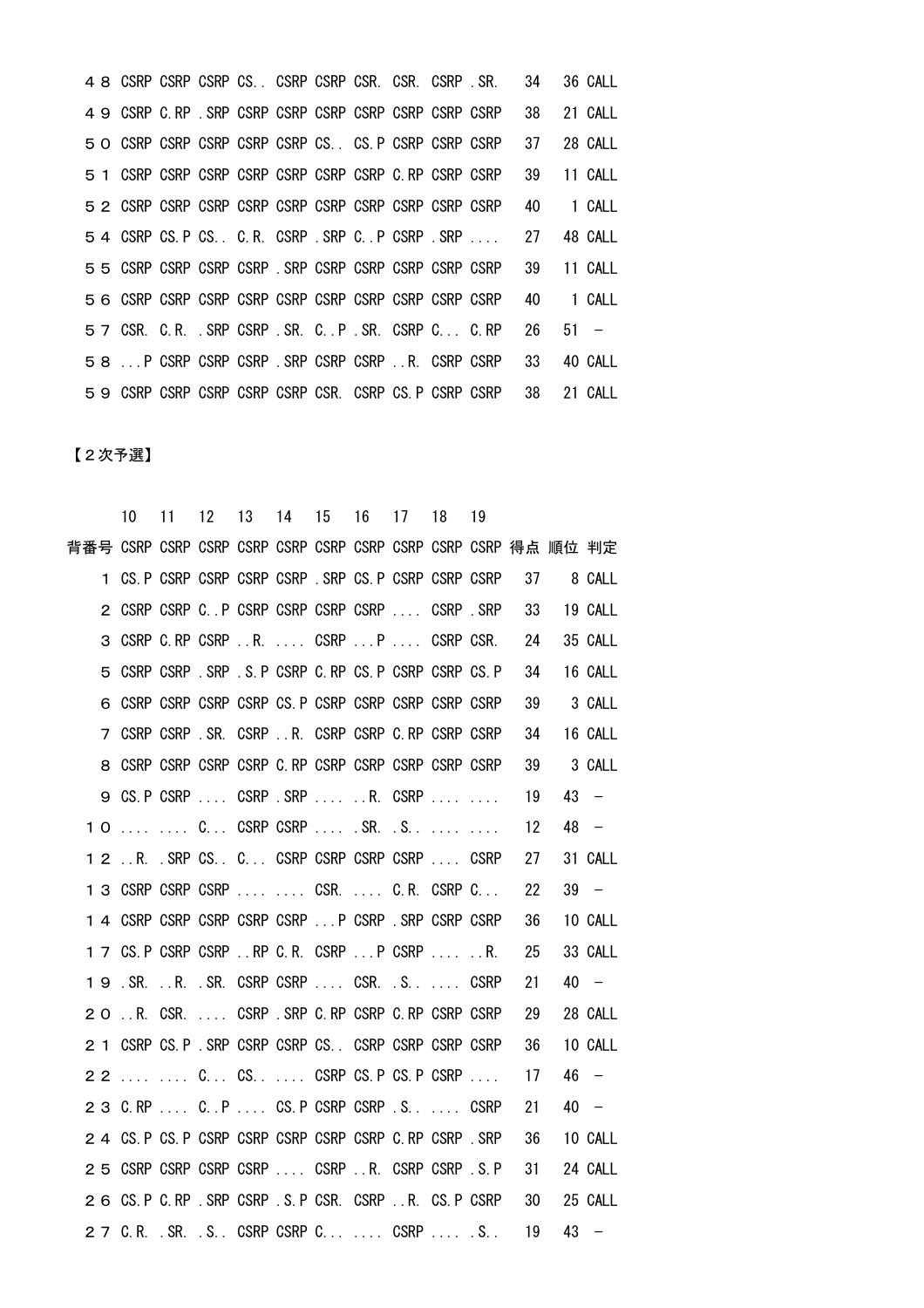| | | | | | | | | | | | | |
|---|---|---|---|---|---|---|---|---|---|---|---|---|
| ４８ | CSRP | CSRP | CSRP | CS.. | CSRP | CSRP | CSR. | CSR. | CSRP | .SR. | 34 | 36 CALL |
| ４９ | CSRP | C.RP | .SRP | CSRP | CSRP | CSRP | CSRP | CSRP | CSRP | CSRP | 38 | 21 CALL |
| ５０ | CSRP | CSRP | CSRP | CSRP | CSRP | CS.. | CS.P | CSRP | CSRP | CSRP | 37 | 28 CALL |
| ５１ | CSRP | CSRP | CSRP | CSRP | CSRP | CSRP | CSRP | C.RP | CSRP | CSRP | 39 | 11 CALL |
| ５２ | CSRP | CSRP | CSRP | CSRP | CSRP | CSRP | CSRP | CSRP | CSRP | CSRP | 40 | 1 CALL |
| ５４ | CSRP | CS.P | CS.. | C.R. | CSRP | .SRP | C..P | CSRP | .SRP | .... | 27 | 48 CALL |
| ５５ | CSRP | CSRP | CSRP | CSRP | .SRP | CSRP | CSRP | CSRP | CSRP | CSRP | 39 | 11 CALL |
| ５６ | CSRP | CSRP | CSRP | CSRP | CSRP | CSRP | CSRP | CSRP | CSRP | CSRP | 40 | 1 CALL |
| ５７ | CSR. | C.R. | .SRP | CSRP | .SR. | C..P | .SR. | CSRP | C... | C.RP | 26 | 51 － |
| ５８ | ...P | CSRP | CSRP | CSRP | .SRP | CSRP | CSRP | ..R. | CSRP | CSRP | 33 | 40 CALL |
| ５９ | CSRP | CSRP | CSRP | CSRP | CSRP | CSR. | CSRP | CS.P | CSRP | CSRP | 38 | 21 CALL |

【２次予選】

| | 10 | 11 | 12 | 13 | 14 | 15 | 16 | 17 | 18 | 19 | | | |
|---|---|---|---|---|---|---|---|---|---|---|---|---|---|
| 背番号 | CSRP | CSRP | CSRP | CSRP | CSRP | CSRP | CSRP | CSRP | CSRP | CSRP | 得点 | 順位 | 判定 |
| 1 | CS.P | CSRP | CSRP | CSRP | CSRP | .SRP | CS.P | CSRP | CSRP | CSRP | 37 | 8 | CALL |
| 2 | CSRP | CSRP | C..P | CSRP | CSRP | CSRP | CSRP | .... | CSRP | .SRP | 33 | 19 | CALL |
| 3 | CSRP | C.RP | CSRP | ..R. | .... | CSRP | ...P | .... | CSRP | CSR. | 24 | 35 | CALL |
| 5 | CSRP | CSRP | .SRP | .S.P | CSRP | C.RP | CS.P | CSRP | CSRP | CS.P | 34 | 16 | CALL |
| 6 | CSRP | CSRP | CSRP | CSRP | CS.P | CSRP | CSRP | CSRP | CSRP | CSRP | 39 | 3 | CALL |
| 7 | CSRP | CSRP | .SR. | CSRP | ..R. | CSRP | CSRP | C.RP | CSRP | CSRP | 34 | 16 | CALL |
| 8 | CSRP | CSRP | CSRP | CSRP | C.RP | CSRP | CSRP | CSRP | CSRP | CSRP | 39 | 3 | CALL |
| 9 | CS.P | CSRP | .... | CSRP | .SRP | .... | ..R. | CSRP | .... | .... | 19 | 43 | － |
| １０ | .... | .... | C... | CSRP | CSRP | .... | .SR. | .S.. | .... | .... | 12 | 48 | － |
| １２ | ..R. | .SRP | CS.. | C... | CSRP | CSRP | CSRP | CSRP | .... | CSRP | 27 | 31 | CALL |
| １３ | CSRP | CSRP | CSRP | .... | .... | CSR. | .... | C.R. | CSRP | C... | 22 | 39 | － |
| １４ | CSRP | CSRP | CSRP | CSRP | CSRP | ...P | CSRP | .SRP | CSRP | CSRP | 36 | 10 | CALL |
| １７ | CS.P | CSRP | CSRP | ..RP | C.R. | CSRP | ...P | CSRP | .... | ..R. | 25 | 33 | CALL |
| １９ | .SR. | ..R. | .SR. | CSRP | CSRP | .... | CSR. | .S.. | .... | CSRP | 21 | 40 | － |
| ２０ | ..R. | CSR. | .... | CSRP | .SRP | C.RP | CSRP | C.RP | CSRP | CSRP | 29 | 28 | CALL |
| ２１ | CSRP | CS.P | .SRP | CSRP | CSRP | CS.. | CSRP | CSRP | CSRP | CSRP | 36 | 10 | CALL |
| ２２ | .... | .... | C... | CS.. | .... | CSRP | CS.P | CS.P | CSRP | .... | 17 | 46 | － |
| ２３ | C.RP | .... | C..P | .... | CS.P | CSRP | CSRP | .S.. | .... | CSRP | 21 | 40 | － |
| ２４ | CS.P | CS.P | CSRP | CSRP | CSRP | CSRP | CSRP | C.RP | CSRP | .SRP | 36 | 10 | CALL |
| ２５ | CSRP | CSRP | CSRP | CSRP | .... | CSRP | ..R. | CSRP | CSRP | .S.P | 31 | 24 | CALL |
| ２６ | CS.P | C.RP | .SRP | CSRP | .S.P | CSR. | CSRP | ..R. | CS.P | CSRP | 30 | 25 | CALL |
| ２７ | C.R. | .SR. | .S.. | CSRP | CSRP | C... | .... | CSRP | .... | .S.. | 19 | 43 | － |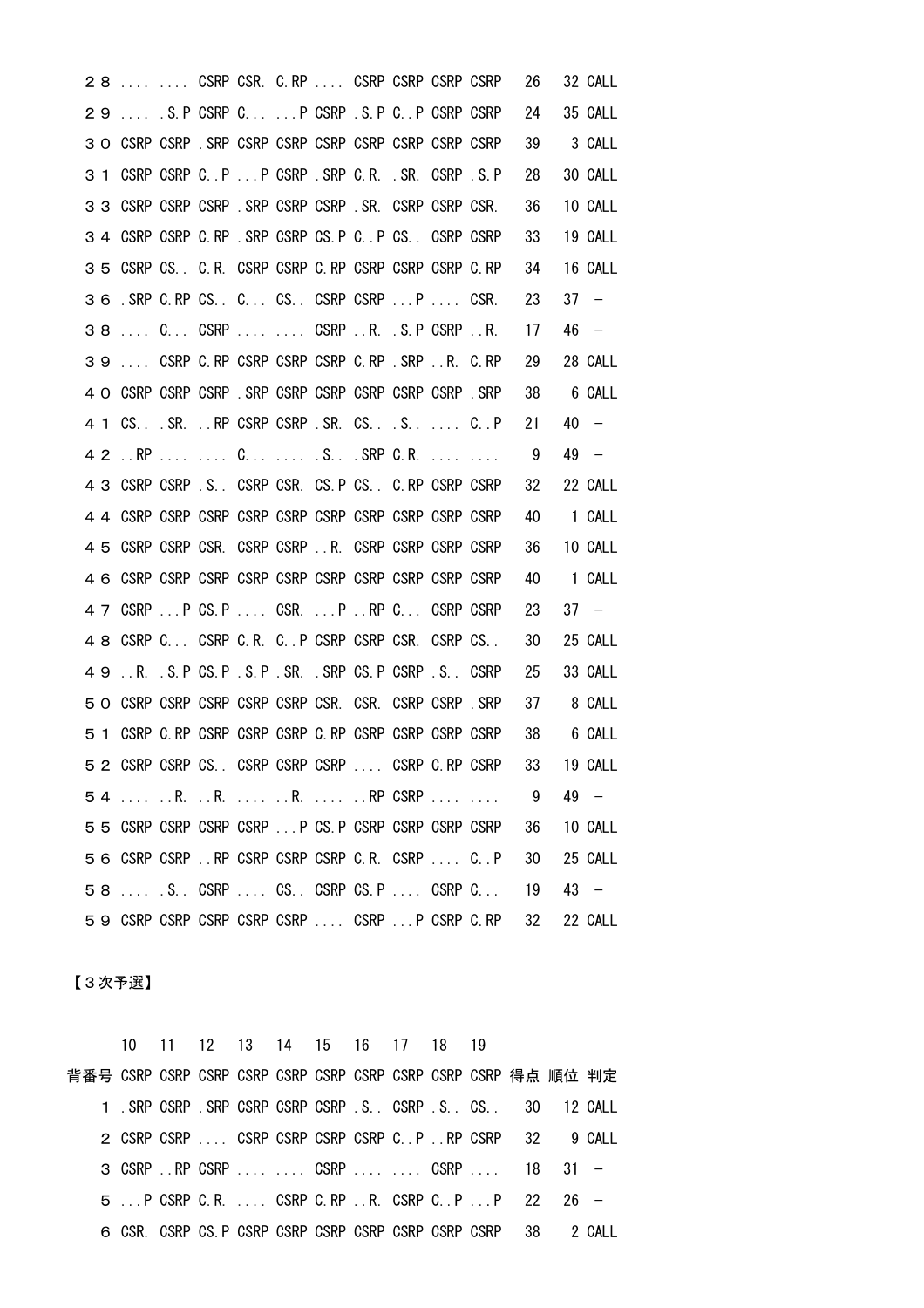| | | | | | | | | | | | | |
|---|---|---|---|---|---|---|---|---|---|---|---|---|
| ２８ | .... | .... | CSRP | CSR. | C.RP | .... | CSRP | CSRP | CSRP | CSRP | 26 | 32 | CALL |
| ２９ | .... | .S.P | CSRP | C... | ...P | CSRP | .S.P | C..P | CSRP | CSRP | 24 | 35 | CALL |
| ３０ | CSRP | CSRP | .SRP | CSRP | CSRP | CSRP | CSRP | CSRP | CSRP | CSRP | 39 | 3 | CALL |
| ３１ | CSRP | CSRP | C..P | ...P | CSRP | .SRP | C.R. | .SR. | CSRP | .S.P | 28 | 30 | CALL |
| ３３ | CSRP | CSRP | CSRP | .SRP | CSRP | CSRP | .SR. | CSRP | CSRP | CSR. | 36 | 10 | CALL |
| ３４ | CSRP | CSRP | C.RP | .SRP | CSRP | CS.P | C..P | CS.. | CSRP | CSRP | 33 | 19 | CALL |
| ３５ | CSRP | CS.. | C.R. | CSRP | CSRP | C.RP | CSRP | CSRP | CSRP | C.RP | 34 | 16 | CALL |
| ３６ | .SRP | C.RP | CS.. | C... | CS.. | CSRP | CSRP | ...P | .... | CSR. | 23 | 37 | － |
| ３８ | .... | C... | CSRP | .... | .... | CSRP | ..R. | .S.P | CSRP | ..R. | 17 | 46 | － |
| ３９ | .... | CSRP | C.RP | CSRP | CSRP | CSRP | C.RP | .SRP | ..R. | C.RP | 29 | 28 | CALL |
| ４０ | CSRP | CSRP | CSRP | .SRP | CSRP | CSRP | CSRP | CSRP | CSRP | .SRP | 38 | 6 | CALL |
| ４１ | CS.. | .SR. | ..RP | CSRP | CSRP | .SR. | CS.. | .S.. | .... | C..P | 21 | 40 | － |
| ４２ | ..RP | .... | .... | C... | .... | .S.. | .SRP | C.R. | .... | .... | 9 | 49 | － |
| ４３ | CSRP | CSRP | .S.. | CSRP | CSR. | CS.P | CS.. | C.RP | CSRP | CSRP | 32 | 22 | CALL |
| ４４ | CSRP | CSRP | CSRP | CSRP | CSRP | CSRP | CSRP | CSRP | CSRP | CSRP | 40 | 1 | CALL |
| ４５ | CSRP | CSRP | CSR. | CSRP | CSRP | ..R. | CSRP | CSRP | CSRP | CSRP | 36 | 10 | CALL |
| ４６ | CSRP | CSRP | CSRP | CSRP | CSRP | CSRP | CSRP | CSRP | CSRP | CSRP | 40 | 1 | CALL |
| ４７ | CSRP | ...P | CS.P | .... | CSR. | ...P | ..RP | C... | CSRP | CSRP | 23 | 37 | － |
| ４８ | CSRP | C... | CSRP | C.R. | C..P | CSRP | CSRP | CSR. | CSRP | CS.. | 30 | 25 | CALL |
| ４９ | ..R. | .S.P | CS.P | .S.P | .SR. | .SRP | CS.P | CSRP | .S.. | CSRP | 25 | 33 | CALL |
| ５０ | CSRP | CSRP | CSRP | CSRP | CSRP | CSR. | CSR. | CSRP | CSRP | .SRP | 37 | 8 | CALL |
| ５１ | CSRP | C.RP | CSRP | CSRP | CSRP | C.RP | CSRP | CSRP | CSRP | CSRP | 38 | 6 | CALL |
| ５２ | CSRP | CSRP | CS.. | CSRP | CSRP | CSRP | .... | CSRP | C.RP | CSRP | 33 | 19 | CALL |
| ５４ | .... | ..R. | ..R. | .... | ..R. | .... | ..RP | CSRP | .... | .... | 9 | 49 | － |
| ５５ | CSRP | CSRP | CSRP | CSRP | ...P | CS.P | CSRP | CSRP | CSRP | CSRP | 36 | 10 | CALL |
| ５６ | CSRP | CSRP | ..RP | CSRP | CSRP | CSRP | C.R. | CSRP | .... | C..P | 30 | 25 | CALL |
| ５８ | .... | .S.. | CSRP | .... | CS.. | CSRP | CS.P | .... | CSRP | C... | 19 | 43 | － |
| ５９ | CSRP | CSRP | CSRP | CSRP | CSRP | .... | CSRP | ...P | CSRP | C.RP | 32 | 22 | CALL |

【３次予選】

| | 10 | 11 | 12 | 13 | 14 | 15 | 16 | 17 | 18 | 19 | | | |
|---|---|---|---|---|---|---|---|---|---|---|---|---|---|
| 背番号 | CSRP | CSRP | CSRP | CSRP | CSRP | CSRP | CSRP | CSRP | CSRP | CSRP | 得点 | 順位 | 判定 |
| １ | .SRP | CSRP | .SRP | CSRP | CSRP | CSRP | .S.. | CSRP | .S.. | CS.. | 30 | 12 | CALL |
| ２ | CSRP | CSRP | .... | CSRP | CSRP | CSRP | CSRP | C..P | ..RP | CSRP | 32 | 9 | CALL |
| ３ | CSRP | ..RP | CSRP | .... | .... | CSRP | .... | .... | CSRP | .... | 18 | 31 | － |
| ５ | ...P | CSRP | C.R. | .... | CSRP | C.RP | ..R. | CSRP | C..P | ...P | 22 | 26 | － |
| ６ | CSR. | CSRP | CS.P | CSRP | CSRP | CSRP | CSRP | CSRP | CSRP | CSRP | 38 | 2 | CALL |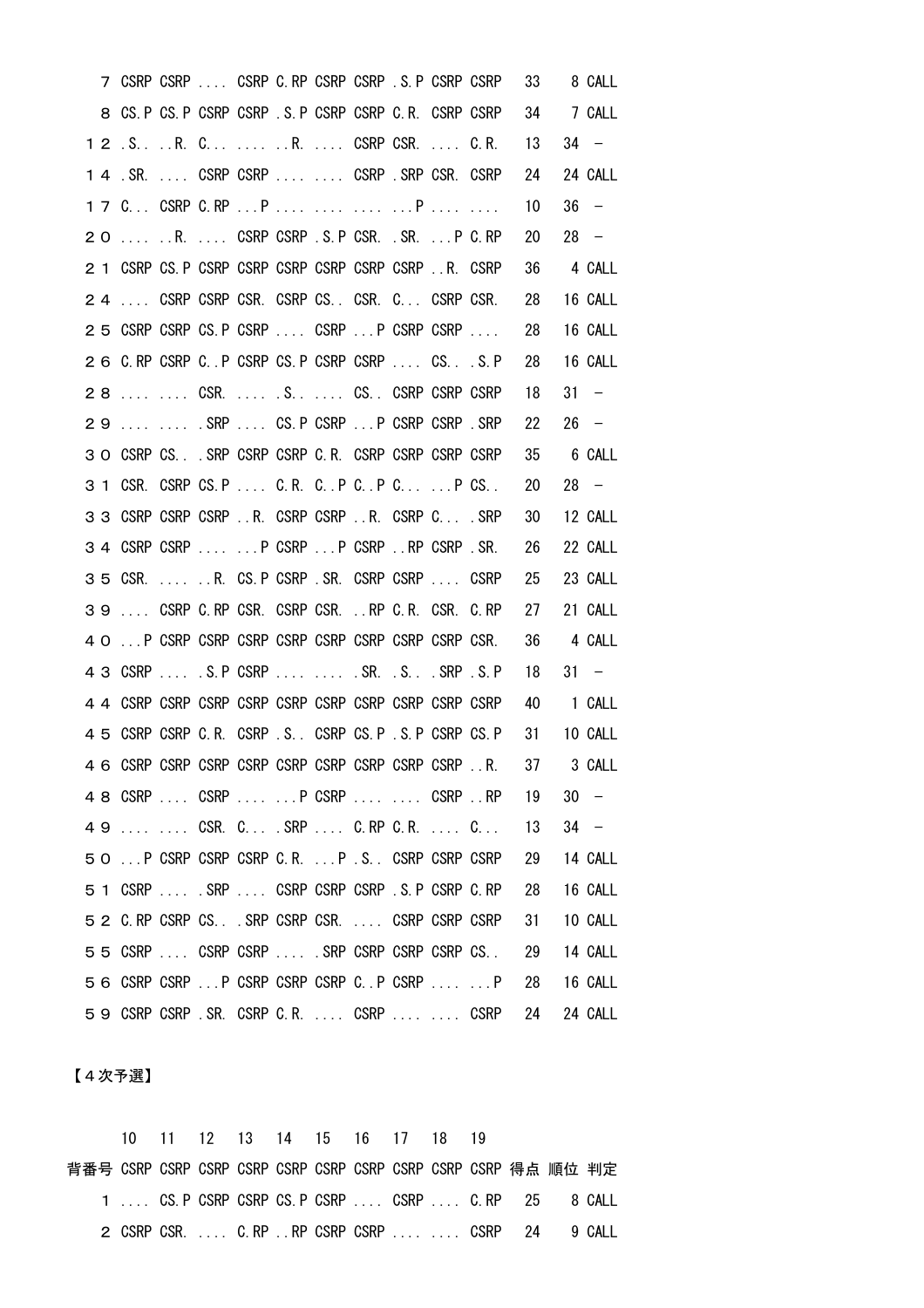| | | | | | | | | | | | | | |
|---|---|---|---|---|---|---|---|---|---|---|---|---|---|
| 7 | CSRP | CSRP | .... | CSRP | C.RP | CSRP | CSRP | .S.P | CSRP | CSRP | 33 | 8 | CALL |
| 8 | CS.P | CS.P | CSRP | CSRP | .S.P | CSRP | CSRP | C.R. | CSRP | CSRP | 34 | 7 | CALL |
| １２ | .S.. | ..R. | C... | .... | ..R. | .... | CSRP | CSR. | .... | C.R. | 13 | 34 | － |
| １４ | .SR. | .... | CSRP | CSRP | .... | .... | CSRP | .SRP | CSR. | CSRP | 24 | 24 | CALL |
| １７ | C... | CSRP | C.RP | ...P | .... | .... | .... | ...P | .... | .... | 10 | 36 | － |
| ２０ | .... | ..R. | .... | CSRP | CSRP | .S.P | CSR. | .SR. | ...P | C.RP | 20 | 28 | － |
| ２１ | CSRP | CS.P | CSRP | CSRP | CSRP | CSRP | CSRP | CSRP | ..R. | CSRP | 36 | 4 | CALL |
| ２４ | .... | CSRP | CSRP | CSR. | CSRP | CS.. | CSR. | C... | CSRP | CSR. | 28 | 16 | CALL |
| ２５ | CSRP | CSRP | CS.P | CSRP | .... | CSRP | ...P | CSRP | CSRP | .... | 28 | 16 | CALL |
| ２６ | C.RP | CSRP | C..P | CSRP | CS.P | CSRP | CSRP | .... | CS.. | .S.P | 28 | 16 | CALL |
| ２８ | .... | .... | CSR. | .... | .S.. | .... | CS.. | CSRP | CSRP | CSRP | 18 | 31 | － |
| ２９ | .... | .... | .SRP | .... | CS.P | CSRP | ...P | CSRP | CSRP | .SRP | 22 | 26 | － |
| ３０ | CSRP | CS.. | .SRP | CSRP | CSRP | C.R. | CSRP | CSRP | CSRP | CSRP | 35 | 6 | CALL |
| ３１ | CSR. | CSRP | CS.P | .... | C.R. | C..P | C..P | C... | ...P | CS.. | 20 | 28 | － |
| ３３ | CSRP | CSRP | CSRP | ..R. | CSRP | CSRP | ..R. | CSRP | C... | .SRP | 30 | 12 | CALL |
| ３４ | CSRP | CSRP | .... | ...P | CSRP | ...P | CSRP | ..RP | CSRP | .SR. | 26 | 22 | CALL |
| ３５ | CSR. | .... | ..R. | CS.P | CSRP | .SR. | CSRP | CSRP | .... | CSRP | 25 | 23 | CALL |
| ３９ | .... | CSRP | C.RP | CSR. | CSRP | CSR. | ..RP | C.R. | CSR. | C.RP | 27 | 21 | CALL |
| ４０ | ...P | CSRP | CSRP | CSRP | CSRP | CSRP | CSRP | CSRP | CSRP | CSR. | 36 | 4 | CALL |
| ４３ | CSRP | .... | .S.P | CSRP | .... | .... | .SR. | .S.. | .SRP | .S.P | 18 | 31 | － |
| ４４ | CSRP | CSRP | CSRP | CSRP | CSRP | CSRP | CSRP | CSRP | CSRP | CSRP | 40 | 1 | CALL |
| ４５ | CSRP | CSRP | C.R. | CSRP | .S.. | CSRP | CS.P | .S.P | CSRP | CS.P | 31 | 10 | CALL |
| ４６ | CSRP | CSRP | CSRP | CSRP | CSRP | CSRP | CSRP | CSRP | CSRP | ..R. | 37 | 3 | CALL |
| ４８ | CSRP | .... | CSRP | .... | ...P | CSRP | .... | .... | CSRP | ..RP | 19 | 30 | － |
| ４９ | .... | .... | CSR. | C... | .SRP | .... | C.RP | C.R. | .... | C... | 13 | 34 | － |
| ５０ | ...P | CSRP | CSRP | CSRP | C.R. | ...P | .S.. | CSRP | CSRP | CSRP | 29 | 14 | CALL |
| ５１ | CSRP | .... | .SRP | .... | CSRP | CSRP | CSRP | .S.P | CSRP | C.RP | 28 | 16 | CALL |
| ５２ | C.RP | CSRP | CS.. | .SRP | CSRP | CSR. | .... | CSRP | CSRP | CSRP | 31 | 10 | CALL |
| ５５ | CSRP | .... | CSRP | CSRP | .... | .SRP | CSRP | CSRP | CSRP | CS.. | 29 | 14 | CALL |
| ５６ | CSRP | CSRP | ...P | CSRP | CSRP | CSRP | C..P | CSRP | .... | ...P | 28 | 16 | CALL |
| ５９ | CSRP | CSRP | .SR. | CSRP | C.R. | .... | CSRP | .... | .... | CSRP | 24 | 24 | CALL |

【４次予選】

| | 10 | 11 | 12 | 13 | 14 | 15 | 16 | 17 | 18 | 19 | | | |
|---|---|---|---|---|---|---|---|---|---|---|---|---|---|
| 背番号 | CSRP | CSRP | CSRP | CSRP | CSRP | CSRP | CSRP | CSRP | CSRP | CSRP | 得点 | 順位 | 判定 |
| 1 | .... | CS.P | CSRP | CSRP | CS.P | CSRP | .... | CSRP | .... | C.RP | 25 | 8 | CALL |
| 2 | CSRP | CSR. | .... | C.RP | ..RP | CSRP | CSRP | .... | .... | CSRP | 24 | 9 | CALL |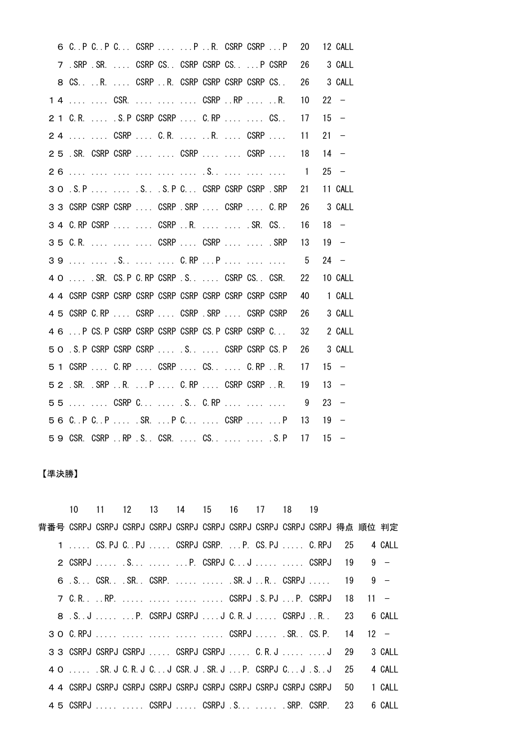| 背番号 | | | | | | | | | | | 得点 | 順位 | 判定 |
|---|---|---|---|---|---|---|---|---|---|---|---|---|---|
| 6 | C..P | C..P | C... | CSRP | .... | ...P | ..R. | CSRP | CSRP | ...P | 20 | 12 | CALL |
| 7 | .SRP | .SR. | .... | CSRP | CS.. | CSRP | CSRP | CS.. | ...P | CSRP | 26 | 3 | CALL |
| 8 | CS.. | ..R. | .... | CSRP | ..R. | CSRP | CSRP | CSRP | CSRP | CS.. | 26 | 3 | CALL |
| １４ | .... | .... | CSR. | .... | .... | .... | CSRP | ..RP | .... | ..R. | 10 | 22 | － |
| ２１ | C.R. | .... | .S.P | CSRP | CSRP | .... | C.RP | .... | .... | CS.. | 17 | 15 | － |
| ２４ | .... | .... | CSRP | .... | C.R. | .... | ..R. | .... | CSRP | .... | 11 | 21 | － |
| ２５ | .SR. | CSRP | CSRP | .... | .... | CSRP | .... | .... | CSRP | .... | 18 | 14 | － |
| ２６ | .... | .... | .... | .... | .... | .... | .S.. | .... | .... | .... | 1 | 25 | － |
| ３０ | .S.P | .... | .... | .S.. | .S.P | C... | CSRP | CSRP | CSRP | .SRP | 21 | 11 | CALL |
| ３３ | CSRP | CSRP | CSRP | .... | CSRP | .SRP | .... | CSRP | .... | C.RP | 26 | 3 | CALL |
| ３４ | C.RP | CSRP | .... | .... | CSRP | ..R. | .... | .... | .SR. | CS.. | 16 | 18 | － |
| ３５ | C.R. | .... | .... | .... | CSRP | .... | CSRP | .... | .... | .SRP | 13 | 19 | － |
| ３９ | .... | .... | .S.. | .... | .... | C.RP | ...P | .... | .... | .... | 5 | 24 | － |
| ４０ | .... | .SR. | CS.P | C.RP | CSRP | .S.. | .... | CSRP | CS.. | CSR. | 22 | 10 | CALL |
| ４４ | CSRP | CSRP | CSRP | CSRP | CSRP | CSRP | CSRP | CSRP | CSRP | CSRP | 40 | 1 | CALL |
| ４５ | CSRP | C.RP | .... | CSRP | .... | CSRP | .SRP | .... | CSRP | CSRP | 26 | 3 | CALL |
| ４６ | ...P | CS.P | CSRP | CSRP | CSRP | CSRP | CS.P | CSRP | CSRP | C... | 32 | 2 | CALL |
| ５０ | .S.P | CSRP | CSRP | CSRP | .... | .S.. | .... | CSRP | CSRP | CS.P | 26 | 3 | CALL |
| ５１ | CSRP | .... | C.RP | .... | CSRP | .... | CS.. | .... | C.RP | ..R. | 17 | 15 | － |
| ５２ | .SR. | .SRP | ..R. | ...P | .... | C.RP | .... | CSRP | CSRP | ..R. | 19 | 13 | － |
| ５５ | .... | .... | CSRP | C... | .... | .S.. | C.RP | .... | .... | .... | 9 | 23 | － |
| ５６ | C..P | C..P | .... | .SR. | ...P | C... | .... | CSRP | .... | ...P | 13 | 19 | － |
| ５９ | CSR. | CSRP | ..RP | .S.. | CSR. | .... | CS.. | .... | .... | .S.P | 17 | 15 | － |

【準決勝】

| | 10 | 11 | 12 | 13 | 14 | 15 | 16 | 17 | 18 | 19 | | | |
|---|---|---|---|---|---|---|---|---|---|---|---|---|---|
| 背番号 | CSRPJ | CSRPJ | CSRPJ | CSRPJ | CSRPJ | CSRPJ | CSRPJ | CSRPJ | CSRPJ | CSRPJ | 得点 | 順位 | 判定 |
| 1 | ..... | CS.PJ | C..PJ | ..... | CSRPJ | CSRP. | ...P. | CS.PJ | ..... | C.RPJ | 25 | 4 | CALL |
| 2 | CSRPJ | ..... | .S... | ..... | ...P. | CSRPJ | C...J | ..... | ..... | CSRPJ | 19 | 9 | － |
| 6 | .S... | CSR.. | .SR.. | CSRP. | ..... | ..... | .SR.J | ..R.. | CSRPJ | ..... | 19 | 9 | － |
| 7 | C.R.. | ..RP. | ..... | ..... | ..... | ..... | CSRPJ | .S.PJ | ...P. | CSRPJ | 18 | 11 | － |
| 8 | .S..J | ..... | ...P. | CSRPJ | CSRPJ | ....J | C.R.J | ..... | CSRPJ | ..R.. | 23 | 6 | CALL |
| ３０ | C.RPJ | ..... | ..... | ..... | ..... | ..... | CSRPJ | ..... | .SR.. | CS.P. | 14 | 12 | － |
| ３３ | CSRPJ | CSRPJ | CSRPJ | ..... | CSRPJ | CSRPJ | ..... | C.R.J | ..... | ....J | 29 | 3 | CALL |
| ４０ | ..... | .SR.J | C.R.J | C...J | CSR.J | .SR.J | ...P. | CSRPJ | C...J | .S..J | 25 | 4 | CALL |
| ４４ | CSRPJ | CSRPJ | CSRPJ | CSRPJ | CSRPJ | CSRPJ | CSRPJ | CSRPJ | CSRPJ | CSRPJ | 50 | 1 | CALL |
| ４５ | CSRPJ | ..... | ..... | CSRPJ | ..... | CSRPJ | .S... | ..... | .SRP. | CSRP. | 23 | 6 | CALL |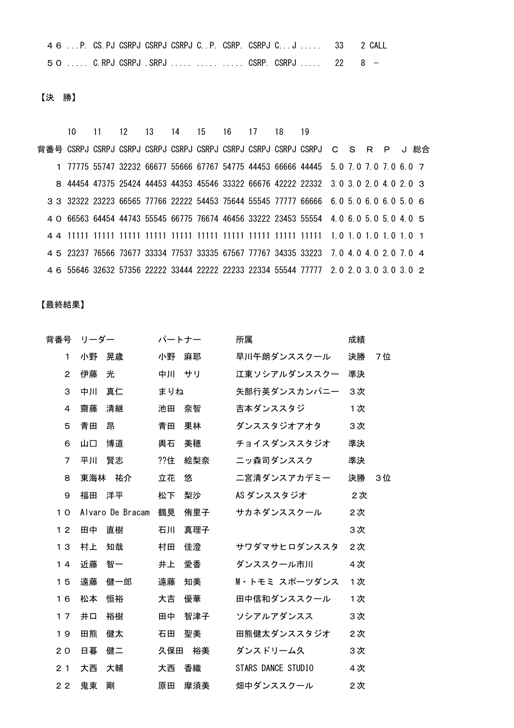４６ ...P. CS.PJ CSRPJ CSRPJ CSRPJ C..P. CSRP. CSRPJ C...J ..... 33 2 CALL

５０ ..... C.RPJ CSRPJ .SRPJ ..... ..... ..... CSRP. CSRPJ ..... 22 8 -

【決　勝】

| 背番号 | 10 CSRPJ | 11 CSRPJ | 12 CSRPJ | 13 CSRPJ | 14 CSRPJ | 15 CSRPJ | 16 CSRPJ | 17 CSRPJ | 18 CSRPJ | 19 CSRPJ | C | S | R | P | J | 総合 |
|---|---|---|---|---|---|---|---|---|---|---|---|---|---|---|---|---|
| １ | 77775 | 55747 | 32232 | 66677 | 55666 | 67767 | 54775 | 44453 | 66666 | 44445 | 5.0 | 7.0 | 7.0 | 7.0 | 6.0 | 7 |
| ８ | 44454 | 47375 | 25424 | 44453 | 44353 | 45546 | 33322 | 66676 | 42222 | 22332 | 3.0 | 3.0 | 2.0 | 4.0 | 2.0 | 3 |
| ３３ | 32322 | 23223 | 66565 | 77766 | 22222 | 54453 | 75644 | 55545 | 77777 | 66666 | 6.0 | 5.0 | 6.0 | 6.0 | 5.0 | 6 |
| ４０ | 66563 | 64454 | 44743 | 55545 | 66775 | 76674 | 46456 | 33222 | 23453 | 55554 | 4.0 | 6.0 | 5.0 | 5.0 | 4.0 | 5 |
| ４４ | 11111 | 11111 | 11111 | 11111 | 11111 | 11111 | 11111 | 11111 | 11111 | 11111 | 1.0 | 1.0 | 1.0 | 1.0 | 1.0 | 1 |
| ４５ | 23237 | 76566 | 73677 | 33334 | 77537 | 33335 | 67567 | 77767 | 34335 | 33223 | 7.0 | 4.0 | 4.0 | 2.0 | 7.0 | 4 |
| ４６ | 55646 | 32632 | 57356 | 22222 | 33444 | 22222 | 22233 | 22334 | 55544 | 77777 | 2.0 | 2.0 | 3.0 | 3.0 | 3.0 | 2 |

【最終結果】

| 背番号 | リーダー | パートナー | 所属 | 成績 |
|---|---|---|---|---|
| １ | 小野　晃歳 | 小野　麻耶 | 早川午朗ダンススクール | 決勝　７位 |
| ２ | 伊藤　光 | 中川　サリ | 江東ソシアルダンススクー | 準決 |
| ３ | 中川　真仁 | まりね | 矢部行英ダンスカンパニー | ３次 |
| ４ | 齋藤　清継 | 池田　奈智 | 吉本ダンススタジ | １次 |
| ５ | 青田　昂 | 青田　果林 | ダンススタジオアオタ | ３次 |
| ６ | 山口　博道 | 輿石　美穂 | チョイスダンススタジオ | 準決 |
| ７ | 平川　賢志 | ??住　絵梨奈 | 二ッ森司ダンススク | 準決 |
| ８ | 東海林　祐介 | 立花　悠 | 二宮清ダンスアカデミー | 決勝　３位 |
| ９ | 福田　洋平 | 松下　梨沙 | AS ダンススタジオ | ２次 |
| １０ | Alvaro De Bracam | 鶴見　侑里子 | サカネダンススクール | ２次 |
| １２ | 田中　直樹 | 石川　真理子 | | ３次 |
| １３ | 村上　知哉 | 村田　佳澄 | サワダマサヒロダンススタ | ２次 |
| １４ | 近藤　智一 | 井上　愛香 | ダンススクール市川 | ４次 |
| １５ | 遠藤　健一郎 | 遠藤　知美 | M・トモミ スポーツダンス | １次 |
| １６ | 松本　恒裕 | 大吉　優華 | 田中信和ダンススクール | １次 |
| １７ | 井口　裕樹 | 田中　智津子 | ソシアルアダンスス | ３次 |
| １９ | 田熊　健太 | 石田　聖美 | 田熊健太ダンススタジオ | ２次 |
| ２０ | 日暮　健二 | 久保田　裕美 | ダンスドリーム久 | ３次 |
| ２１ | 大西　大輔 | 大西　香織 | STARS DANCE STUDIO | ４次 |
| ２２ | 鬼束　剛 | 原田　摩須美 | 畑中ダンススクール | ２次 |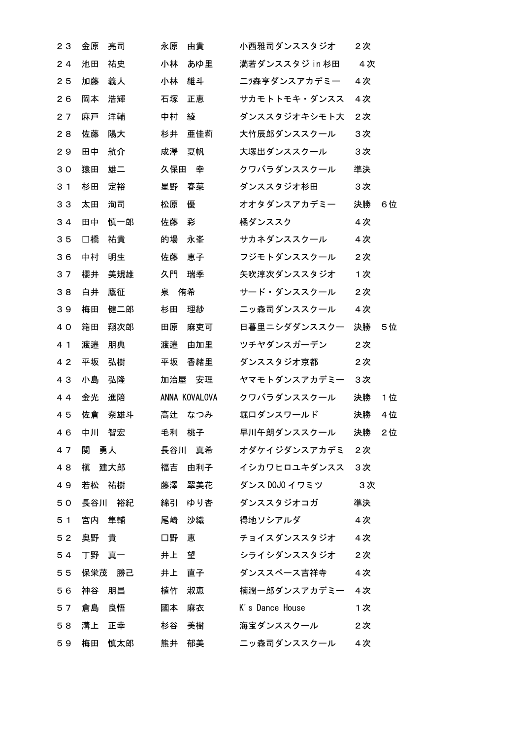| | | | | | |
|---|---|---|---|---|---|
| ２３ | 金原　亮司 | 永原　由貴 | 小西雅司ダンススタジオ | ２次 | |
| ２４ | 池田　祐史 | 小林　あゆ里 | 満若ダンススタジ in 杉田 | ４次 | |
| ２５ | 加藤　義人 | 小林　維斗 | 二ツ森亨ダンスアカデミー | ４次 | |
| ２６ | 岡本　浩輝 | 石塚　正恵 | サカモトトモキ・ダンスス | ４次 | |
| ２７ | 麻戸　洋輔 | 中村　綾 | ダンススタジオキシモト大 | ２次 | |
| ２８ | 佐藤　陽大 | 杉井　亜佳莉 | 大竹辰郎ダンススクール | ３次 | |
| ２９ | 田中　航介 | 成澤　夏帆 | 大塚出ダンススクール | ３次 | |
| ３０ | 猿田　雄二 | 久保田　幸 | クワバラダンススクール | 準決 | |
| ３１ | 杉田　定裕 | 星野　春菜 | ダンススタジオ杉田 | ３次 | |
| ３３ | 太田　洵司 | 松原　優 | オオタダンスアカデミー | 決勝 | ６位 |
| ３４ | 田中　慎一郎 | 佐藤　彩 | 橘ダンススク | ４次 | |
| ３５ | 口橋　祐貴 | 的場　永峯 | サカネダンススクール | ４次 | |
| ３６ | 中村　明生 | 佐藤　恵子 | フジモトダンススクール | ２次 | |
| ３７ | 櫻井　美規雄 | 久門　瑞季 | 矢吹淳次ダンススタジオ | １次 | |
| ３８ | 白井　鷹征 | 泉　侑希 | サード・ダンススクール | ２次 | |
| ３９ | 梅田　健二郎 | 杉田　理紗 | 二ッ森司ダンススクール | ４次 | |
| ４０ | 箱田　翔次郎 | 田原　麻吏可 | 日暮里ニシダダンススクー | 決勝 | ５位 |
| ４１ | 渡邉　朋典 | 渡邉　由加里 | ツチヤダンスガーデン | ２次 | |
| ４２ | 平坂　弘樹 | 平坂　香緒里 | ダンススタジオ京都 | ２次 | |
| ４３ | 小島　弘隆 | 加治屋　安理 | ヤマモトダンスアカデミー | ３次 | |
| ４４ | 金光　進陪 | ANNA KOVALOVA | クワバラダンススクール | 決勝 | １位 |
| ４５ | 佐倉　奈雄斗 | 高辻　なつみ | 堀口ダンスワールド | 決勝 | ４位 |
| ４６ | 中川　智宏 | 毛利　桃子 | 早川午朗ダンススクール | 決勝 | ２位 |
| ４７ | 関　勇人 | 長谷川　真希 | オダケイジダンスアカデミ | ２次 | |
| ４８ | 槇　建大郎 | 福吉　由利子 | イシカワヒロユキダンスス | ３次 | |
| ４９ | 若松　祐樹 | 藤澤　翠美花 | ダンス DOJO イワミツ | ３次 | |
| ５０ | 長谷川　裕紀 | 綿引　ゆり杏 | ダンススタジオコガ | 準決 | |
| ５１ | 宮内　隼輔 | 尾崎　沙織 | 得地ソシアルダ | ４次 | |
| ５２ | 奥野　貴 | 口野　恵 | チョイスダンススタジオ | ４次 | |
| ５４ | 丁野　真一 | 井上　望 | シライシダンススタジオ | ２次 | |
| ５５ | 保栄茂　勝己 | 井上　直子 | ダンススペース吉祥寺 | ４次 | |
| ５６ | 神谷　朋昌 | 植竹　淑恵 | 楠潤一郎ダンスアカデミー | ４次 | |
| ５７ | 倉島　良悟 | 國本　麻衣 | K's Dance House | １次 | |
| ５８ | 溝上　正幸 | 杉谷　美樹 | 海宝ダンススクール | ２次 | |
| ５９ | 梅田　慎太郎 | 熊井　郁美 | 二ッ森司ダンススクール | ４次 | |